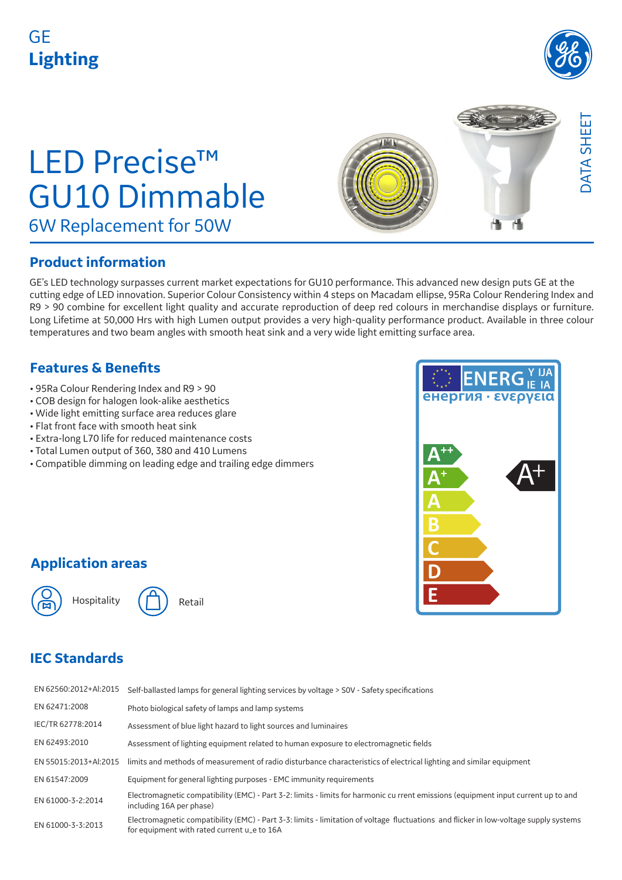GE
**Lighting**

DATA SHEET

# LED Precise™ GU10 Dimmable

## 6W Replacement for 50W

## Product information

GE's LED technology surpasses current market expectations for GU10 performance. This advanced new design puts GE at the cutting edge of LED innovation. Superior Colour Consistency within 4 steps on Macadam ellipse, 95Ra Colour Rendering Index and R9 > 90 combine for excellent light quality and accurate reproduction of deep red colours in merchandise displays or furniture. Long Lifetime at 50,000 Hrs with high Lumen output provides a very high-quality performance product. Available in three colour temperatures and two beam angles with smooth heat sink and a very wide light emitting surface area.

## Features & Benefits

- 95Ra Colour Rendering Index and R9 > 90
- COB design for halogen look-alike aesthetics
- Wide light emitting surface area reduces glare
- Flat front face with smooth heat sink
- Extra-long L70 life for reduced maintenance costs
- Total Lumen output of 360, 380 and 410 Lumens
- Compatible dimming on leading edge and trailing edge dimmers

ENERG Y IJA IE IA
енергия · ενεργεια

A++
A+
A
B
C
D
E

A+

## Application areas

Hospitality

Retail

## IEC Standards

| | |
|---|---|
| EN 62560:2012+Al:2015 | Self-ballasted lamps for general lighting services by voltage > S0V - Safety specifications |
| EN 62471:2008 | Photo biological safety of lamps and lamp systems |
| IEC/TR 62778:2014 | Assessment of blue light hazard to light sources and luminaires |
| EN 62493:2010 | Assessment of lighting equipment related to human exposure to electromagnetic fields |
| EN 55015:2013+Al:2015 | limits and methods of measurement of radio disturbance characteristics of electrical lighting and similar equipment |
| EN 61547:2009 | Equipment for general lighting purposes - EMC immunity requirements |
| EN 61000-3-2:2014 | Electromagnetic compatibility (EMC) - Part 3-2: limits - limits for harmonic cu rrent emissions (equipment input current up to and including 16A per phase) |
| EN 61000-3-3:2013 | Electromagnetic compatibility (EMC) - Part 3-3: limits - limitation of voltage fluctuations and flicker in low-voltage supply systems for equipment with rated current u_e to 16A |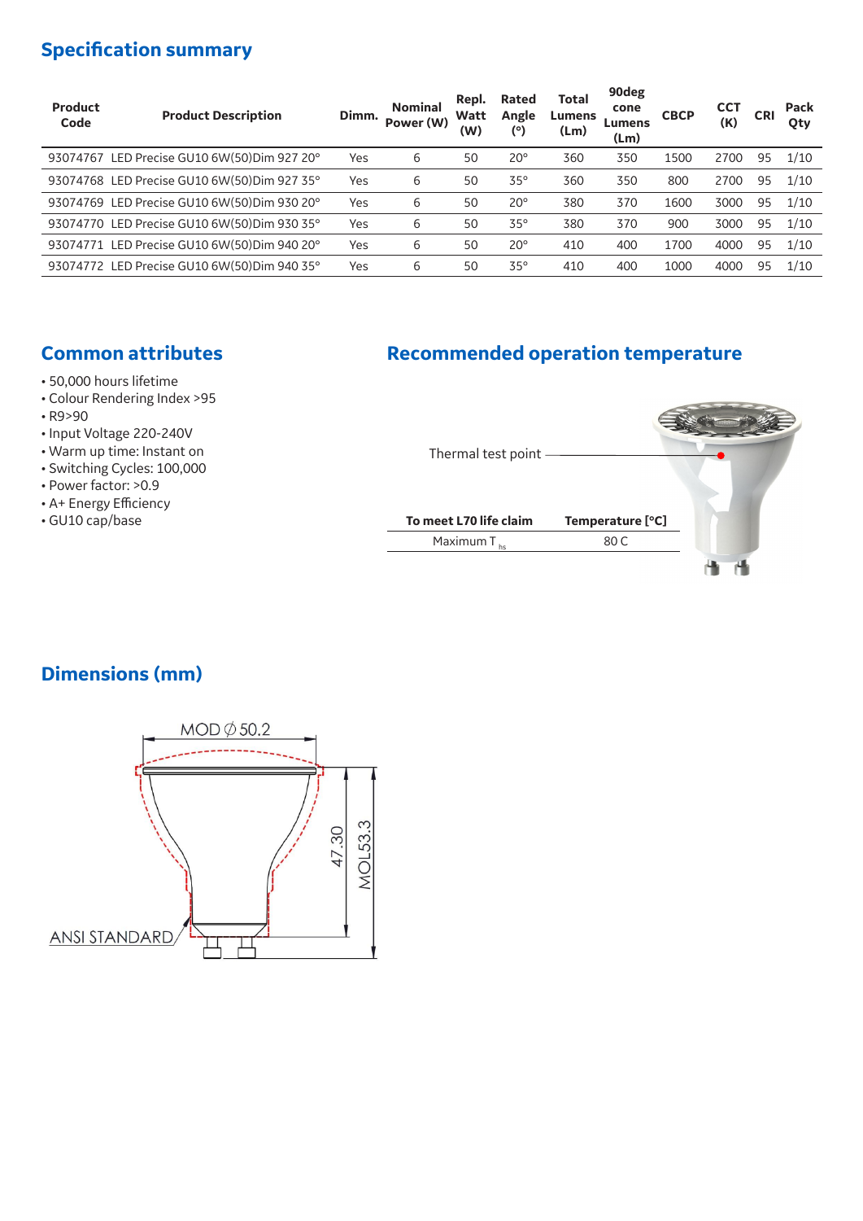## Specification summary

| Product Code | Product Description | Dimm. | Nominal Power (W) | Repl. Watt (W) | Rated Angle (°) | Total Lumens (Lm) | 90deg cone Lumens (Lm) | CBCP | CCT (K) | CRI | Pack Qty |
|---|---|---|---|---|---|---|---|---|---|---|---|
| 93074767 | LED Precise GU10 6W(50)Dim 927 20° | Yes | 6 | 50 | 20° | 360 | 350 | 1500 | 2700 | 95 | 1/10 |
| 93074768 | LED Precise GU10 6W(50)Dim 927 35° | Yes | 6 | 50 | 35° | 360 | 350 | 800 | 2700 | 95 | 1/10 |
| 93074769 | LED Precise GU10 6W(50)Dim 930 20° | Yes | 6 | 50 | 20° | 380 | 370 | 1600 | 3000 | 95 | 1/10 |
| 93074770 | LED Precise GU10 6W(50)Dim 930 35° | Yes | 6 | 50 | 35° | 380 | 370 | 900 | 3000 | 95 | 1/10 |
| 93074771 | LED Precise GU10 6W(50)Dim 940 20° | Yes | 6 | 50 | 20° | 410 | 400 | 1700 | 4000 | 95 | 1/10 |
| 93074772 | LED Precise GU10 6W(50)Dim 940 35° | Yes | 6 | 50 | 35° | 410 | 400 | 1000 | 4000 | 95 | 1/10 |

## Common attributes

- 50,000 hours lifetime
- Colour Rendering Index >95
- R9>90
- Input Voltage 220-240V
- Warm up time: Instant on
- Switching Cycles: 100,000
- Power factor: >0.9
- A+ Energy Efficiency
- GU10 cap/base

## Recommended operation temperature

Thermal test point

| To meet L70 life claim | Temperature [°C] |
|---|---|
| Maximum $T_{hs}$ | 80 C |

## Dimensions (mm)

MOD ∅ 50.2

47.30

MOL53.3

ANSI STANDARD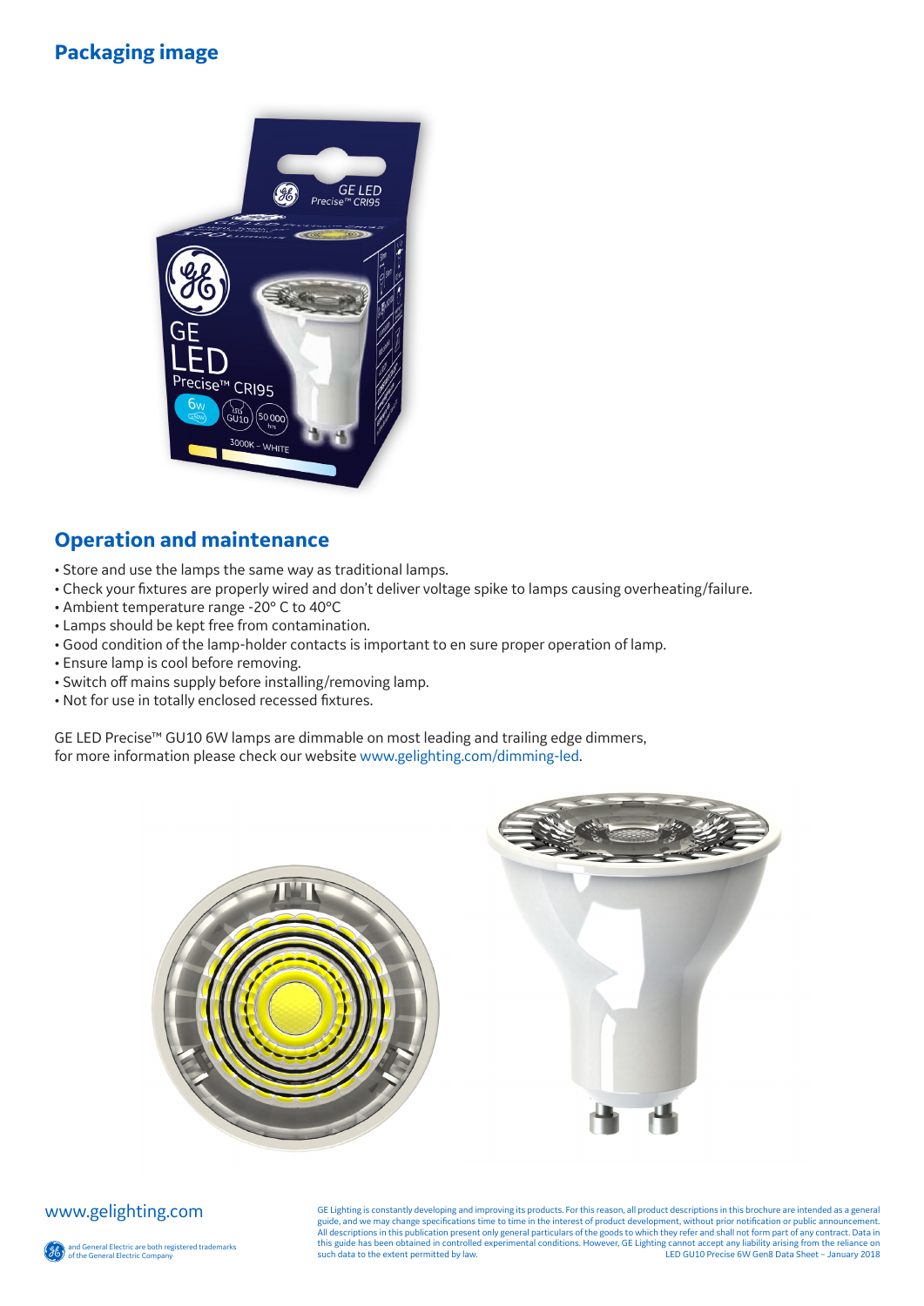## Packaging image

## Operation and maintenance

- Store and use the lamps the same way as traditional lamps.
- Check your fixtures are properly wired and don't deliver voltage spike to lamps causing overheating/failure.
- Ambient temperature range -20° C to 40°C
- Lamps should be kept free from contamination.
- Good condition of the lamp-holder contacts is important to en sure proper operation of lamp.
- Ensure lamp is cool before removing.
- Switch off mains supply before installing/removing lamp.
- Not for use in totally enclosed recessed fixtures.

GE LED Precise™ GU10 6W lamps are dimmable on most leading and trailing edge dimmers, for more information please check our website www.gelighting.com/dimming-led.

www.gelighting.com

and General Electric are both registered trademarks of the General Electric Company

GE Lighting is constantly developing and improving its products. For this reason, all product descriptions in this brochure are intended as a general guide, and we may change specifications time to time in the interest of product development, without prior notification or public announcement. All descriptions in this publication present only general particulars of the goods to which they refer and shall not form part of any contract. Data in this guide has been obtained in controlled experimental conditions. However, GE Lighting cannot accept any liability arising from the reliance on such data to the extent permitted by law.

LED GU10 Precise 6W Gen8 Data Sheet – January 2018